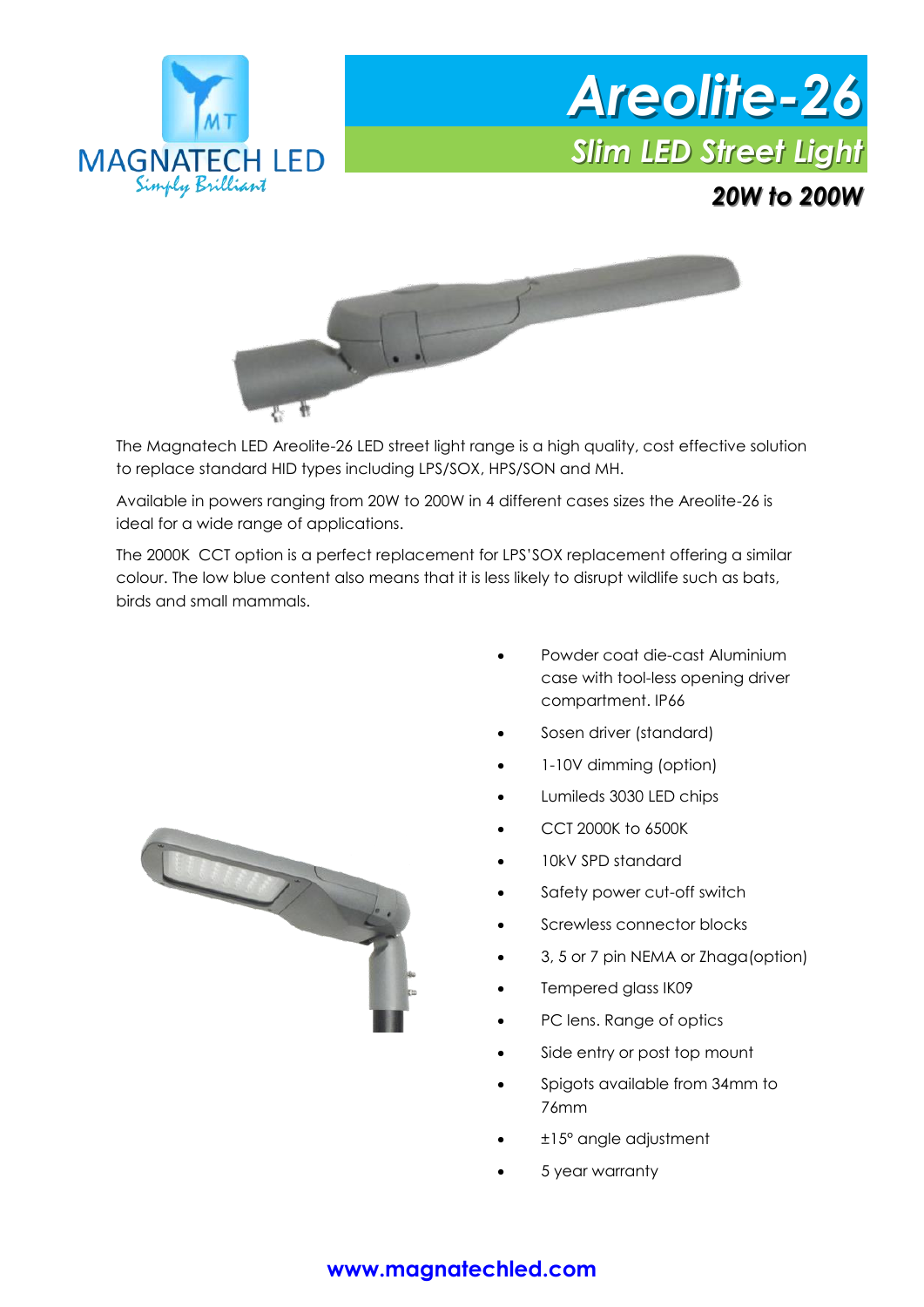MAGNATECH LED

Simply Brilliant

# Areolite-26

## Slim LED Street Light

### 20W to 200W

The Magnatech LED Areolite-26 LED street light range is a high quality, cost effective solution to replace standard HID types including LPS/SOX, HPS/SON and MH.

Available in powers ranging from 20W to 200W in 4 different cases sizes the Areolite-26 is ideal for a wide range of applications.

The 2000K CCT option is a perfect replacement for LPS'SOX replacement offering a similar colour. The low blue content also means that it is less likely to disrupt wildlife such as bats, birds and small mammals.

- Powder coat die-cast Aluminium case with tool-less opening driver compartment. IP66
- Sosen driver (standard)
- 1-10V dimming (option)
- Lumileds 3030 LED chips
- CCT 2000K to 6500K
- 10kV SPD standard
- Safety power cut-off switch
- Screwless connector blocks
- 3, 5 or 7 pin NEMA or Zhaga(option)
- Tempered glass IK09
- PC lens. Range of optics
- Side entry or post top mount
- Spigots available from 34mm to 76mm
- ±15º angle adjustment
- 5 year warranty

www.magnatechled.com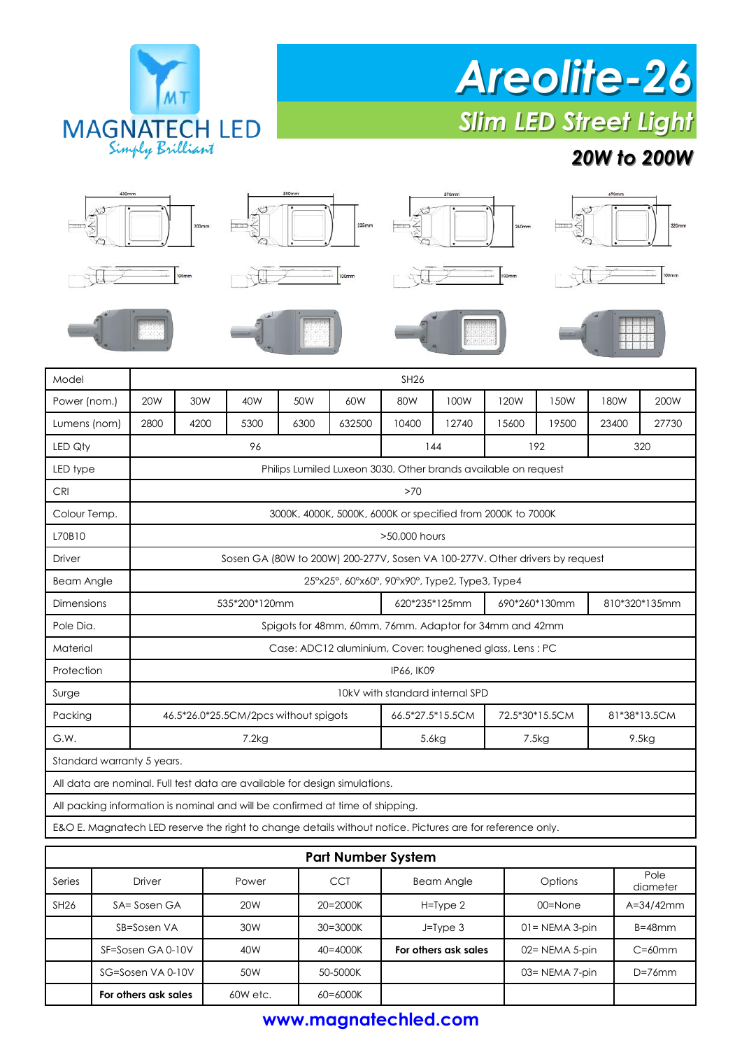MAGNATECH LED
Simply Brilliant

# Areolite-26

## Slim LED Street Light

## 20W to 200W

430mm 200mm 100mm
500mm 235mm 100mm
570mm 260mm 100mm
670mm 320mm 100mm

| Model | SH26 | | | | | | | | | | |
|---|---|---|---|---|---|---|---|---|---|---|---|
| Power (nom.) | 20W | 30W | 40W | 50W | 60W | 80W | 100W | 120W | 150W | 180W | 200W |
| Lumens (nom) | 2800 | 4200 | 5300 | 6300 | 632500 | 10400 | 12740 | 15600 | 19500 | 23400 | 27730 |
| LED Qty | 96 | | | | | 144 | | 192 | | 320 | |
| LED type | Philips Lumiled Luxeon 3030. Other brands available on request | | | | | | | | | | |
| CRI | >70 | | | | | | | | | | |
| Colour Temp. | 3000K, 4000K, 5000K, 6000K or specified from 2000K to 7000K | | | | | | | | | | |
| L70B10 | >50,000 hours | | | | | | | | | | |
| Driver | Sosen GA (80W to 200W) 200-277V, Sosen VA 100-277V. Other drivers by request | | | | | | | | | | |
| Beam Angle | 25°x25°, 60°x60°, 90°x90°, Type2, Type3, Type4 | | | | | | | | | | |
| Dimensions | 535*200*120mm | | | | | 620*235*125mm | | 690*260*130mm | | 810*320*135mm | |
| Pole Dia. | Spigots for 48mm, 60mm, 76mm. Adaptor for 34mm and 42mm | | | | | | | | | | |
| Material | Case: ADC12 aluminium, Cover: toughened glass, Lens : PC | | | | | | | | | | |
| Protection | IP66, IK09 | | | | | | | | | | |
| Surge | 10kV with standard internal SPD | | | | | | | | | | |
| Packing | 46.5*26.0*25.5CM/2pcs without spigots | | | | | 66.5*27.5*15.5CM | | 72.5*30*15.5CM | | 81*38*13.5CM | |
| G.W. | 7.2kg | | | | | 5.6kg | | 7.5kg | | 9.5kg | |
| Standard warranty 5 years. | | | | | | | | | | | |
| All data are nominal. Full test data are available for design simulations. | | | | | | | | | | | |
| All packing information is nominal and will be confirmed at time of shipping. | | | | | | | | | | | |
| E&O E. Magnatech LED reserve the right to change details without notice. Pictures are for reference only. | | | | | | | | | | | |

**Part Number System**

| Series | Driver | Power | CCT | Beam Angle | Options | Pole diameter |
|---|---|---|---|---|---|---|
| SH26 | SA= Sosen GA | 20W | 20=2000K | H=Type 2 | 00=None | A=34/42mm |
| | SB=Sosen VA | 30W | 30=3000K | J=Type 3 | 01= NEMA 3-pin | B=48mm |
| | SF=Sosen GA 0-10V | 40W | 40=4000K | **For others ask sales** | 02= NEMA 5-pin | C=60mm |
| | SG=Sosen VA 0-10V | 50W | 50-5000K | | 03= NEMA 7-pin | D=76mm |
| | **For others ask sales** | 60W etc. | 60=6000K | | | |

**www.magnatechled.com**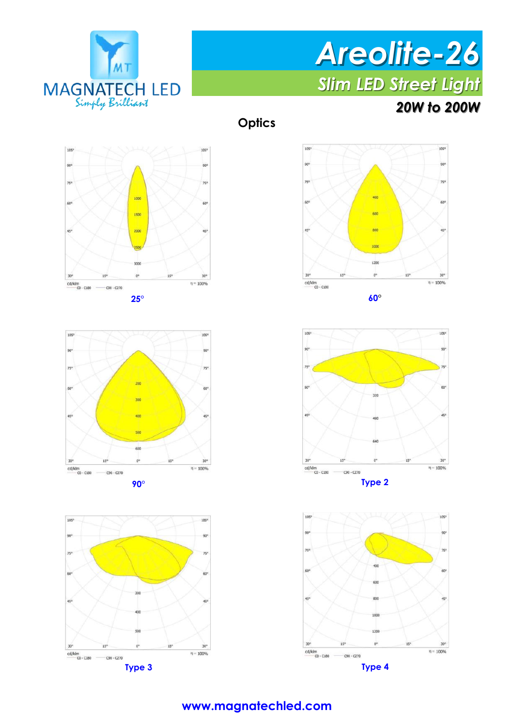# Areolite-26

## Slim LED Street Light

**20W to 200W**

## Optics

105° 105°
90° 90°
75° 75°
60° 60°
45° 45°
1000
1500
2000
2500
3000
30° 15° 0° 15° 30°
cd/klm
C0 - C180 C90 - C270
η = 100%

25°

105° 105°
90° 90°
75° 75°
60° 60°
45° 45°
400
600
800
1000
1200
30° 15° 0° 15° 30°
cd/klm
C0 - C180
η = 100%

60°

105° 105°
90° 90°
75° 75°
60° 60°
45° 45°
200
300
400
500
600
30° 15° 0° 15° 30°
cd/klm
C0 - C180 C90 - C270
η = 100%

90°

105° 105°
90° 90°
75° 75°
60° 60°
45° 45°
320
480
640
30° 15° 0° 15° 30°
cd/klm
C0 - C180 C90 - C270
η = 100%

Type 2

105° 105°
90° 90°
75° 75°
60° 60°
45° 45°
300
400
500
30° 15° 0° 15° 30°
cd/klm
C0 - C180 C90 - C270
η = 100%

Type 3

105° 105°
90° 90°
75° 75°
60° 60°
45° 45°
400
600
800
1000
1200
30° 15° 0° 15° 30°
cd/klm
C0 - C180 C90 - C270
η = 100%

Type 4

www.magnatechled.com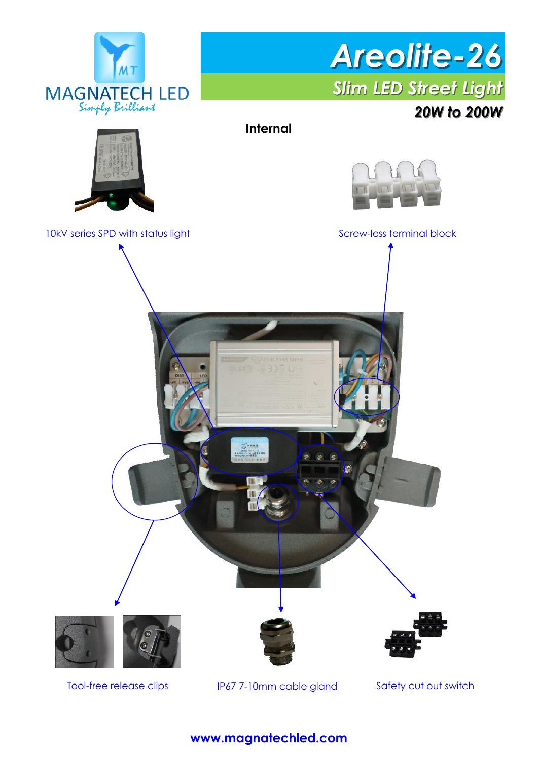MAGNATECH LED
Simply Brilliant

# Areolite-26

## Slim LED Street Light

### 20W to 200W

**Internal**

10kV series SPD with status light

Screw-less terminal block

Tool-free release clips

IP67 7-10mm cable gland

Safety cut out switch

**www.magnatechled.com**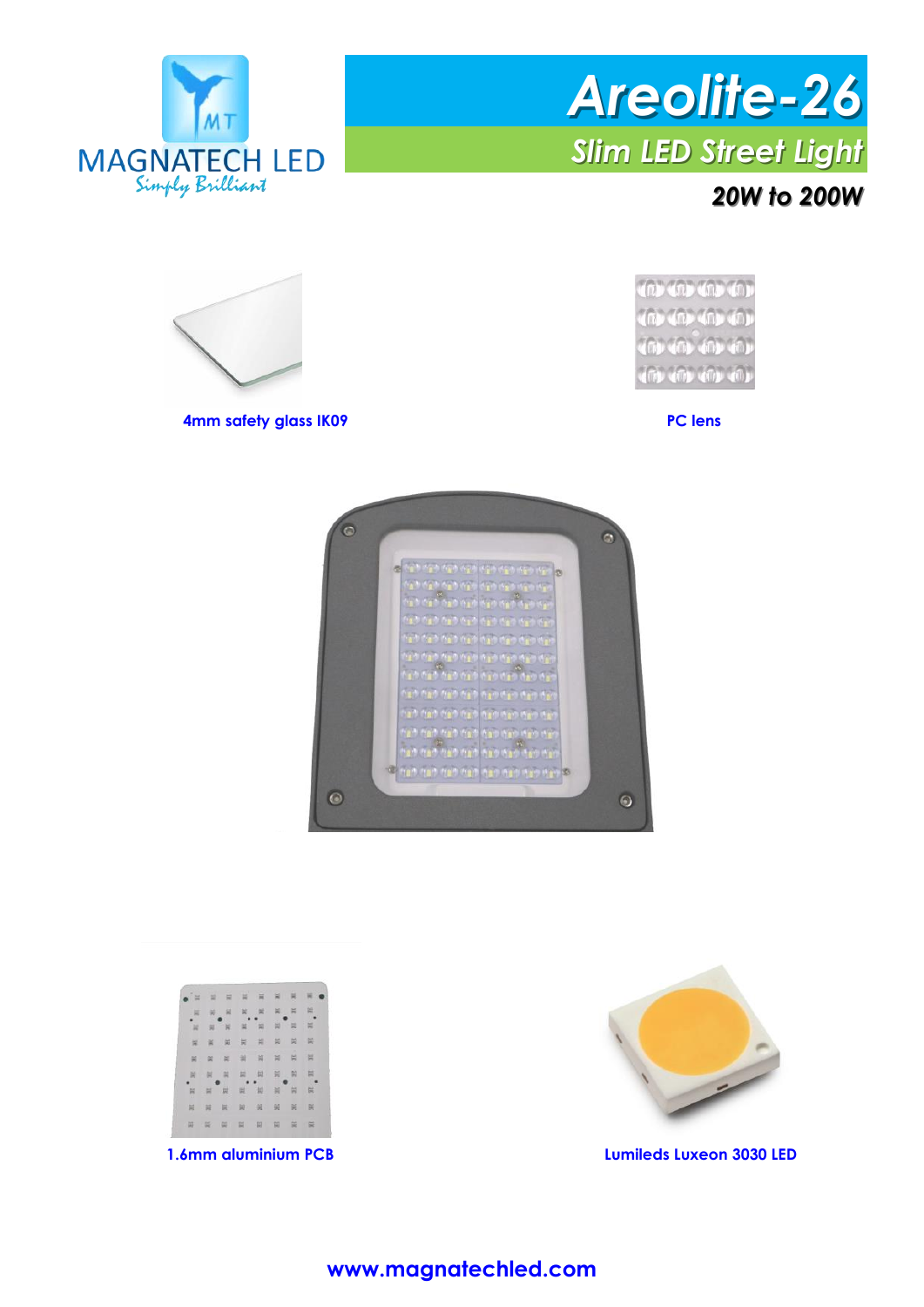MAGNATECH LED

*Simply Brilliant*

# Areolite-26

## *Slim LED Street Light*

### *20W to 200W*

4mm safety glass IK09

PC lens

1.6mm aluminium PCB

Lumileds Luxeon 3030 LED

www.magnatechled.com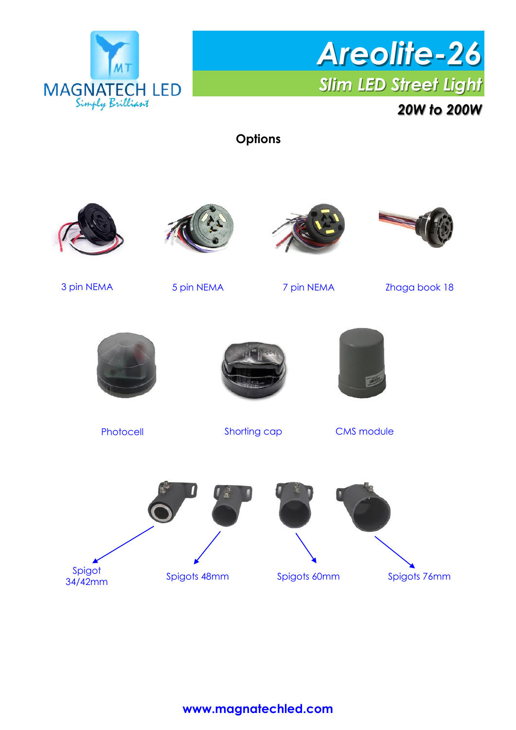## Options

3 pin NEMA

5 pin NEMA

7 pin NEMA

Zhaga book 18

Photocell

Shorting cap

CMS module

Spigot 34/42mm

Spigots 48mm

Spigots 60mm

Spigots 76mm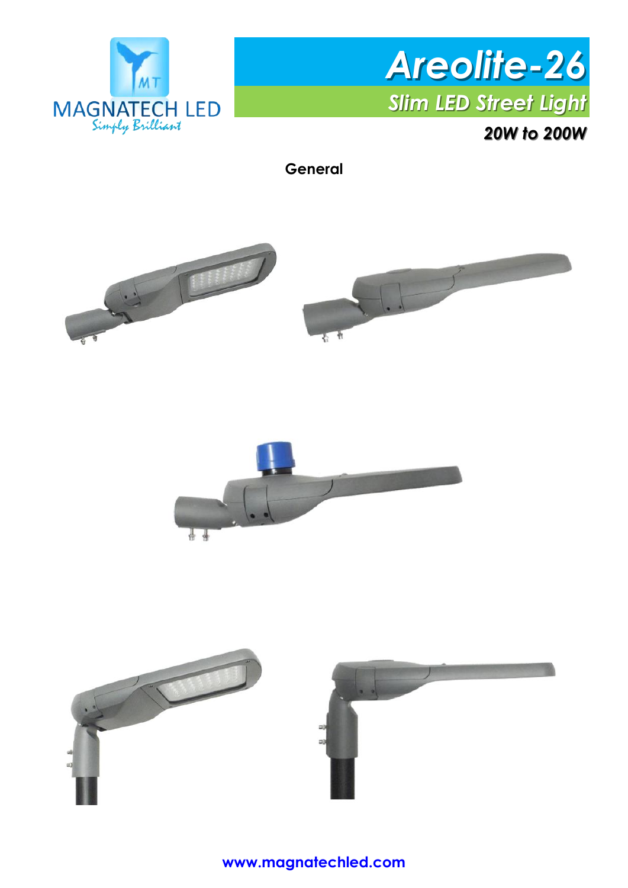# Areolite-26

## *Slim LED Street Light*

***20W to 200W***

**General**

**www.magnatechled.com**